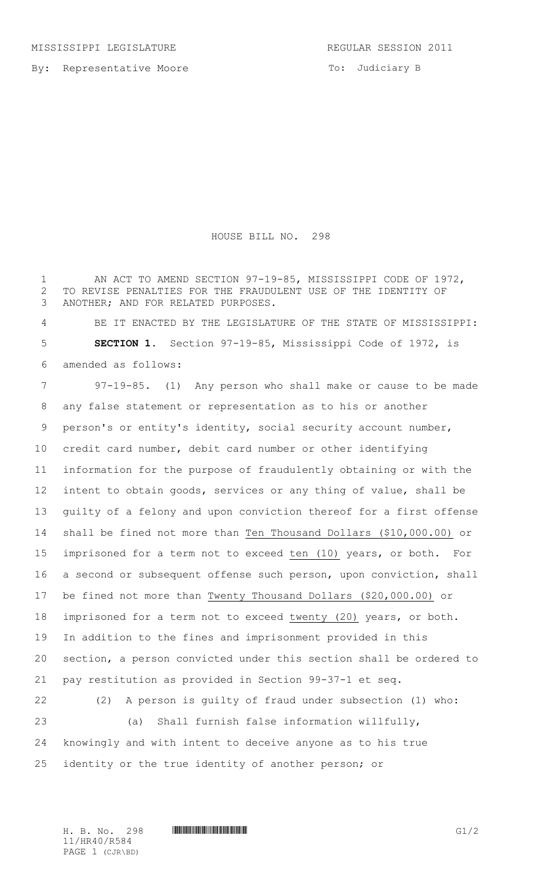MISSISSIPPI LEGISLATURE REGULAR SESSION 2011

By: Representative Moore

To: Judiciary B

# HOUSE BILL NO. 298

AN ACT TO AMEND SECTION 97-19-85, MISSISSIPPI CODE OF 1972, TO REVISE PENALTIES FOR THE FRAUDULENT USE OF THE IDENTITY OF ANOTHER; AND FOR RELATED PURPOSES.

BE IT ENACTED BY THE LEGISLATURE OF THE STATE OF MISSISSIPPI:

**SECTION 1.** Section 97-19-85, Mississippi Code of 1972, is amended as follows:

97-19-85. (1) Any person who shall make or cause to be made any false statement or representation as to his or another person's or entity's identity, social security account number, credit card number, debit card number or other identifying information for the purpose of fraudulently obtaining or with the intent to obtain goods, services or any thing of value, shall be guilty of a felony and upon conviction thereof for a first offense shall be fined not more than <u>Ten Thousand Dollars ($10,000.00)</u> or imprisoned for a term not to exceed <u>ten (10)</u> years, or both. For a second or subsequent offense such person, upon conviction, shall be fined not more than <u>Twenty Thousand Dollars ($20,000.00)</u> or imprisoned for a term not to exceed <u>twenty (20)</u> years, or both. In addition to the fines and imprisonment provided in this section, a person convicted under this section shall be ordered to pay restitution as provided in Section 99-37-1 et seq.

(2) A person is guilty of fraud under subsection (1) who:

(a) Shall furnish false information willfully, knowingly and with intent to deceive anyone as to his true identity or the true identity of another person; or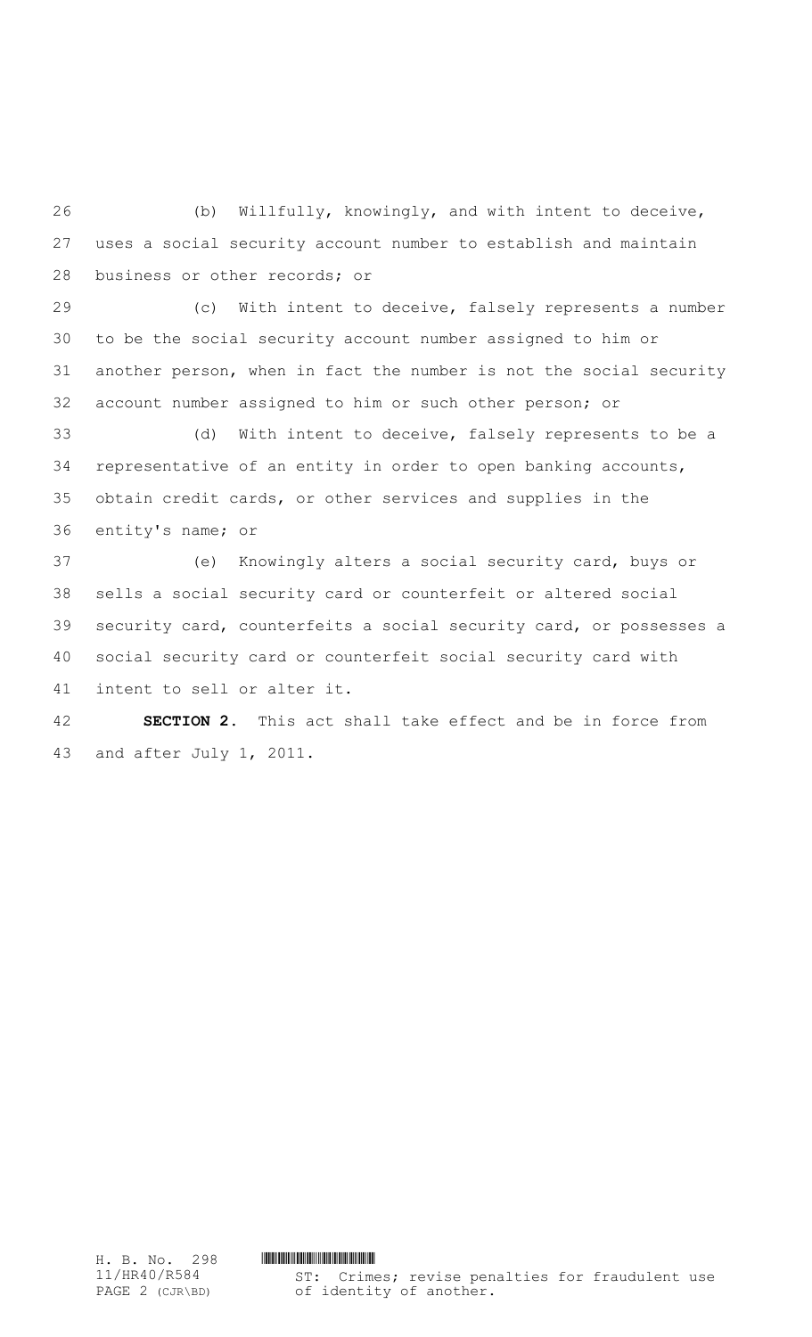(b) Willfully, knowingly, and with intent to deceive, uses a social security account number to establish and maintain business or other records; or

(c) With intent to deceive, falsely represents a number to be the social security account number assigned to him or another person, when in fact the number is not the social security account number assigned to him or such other person; or

(d) With intent to deceive, falsely represents to be a representative of an entity in order to open banking accounts, obtain credit cards, or other services and supplies in the entity's name; or

(e) Knowingly alters a social security card, buys or sells a social security card or counterfeit or altered social security card, counterfeits a social security card, or possesses a social security card or counterfeit social security card with intent to sell or alter it.

**SECTION 2.** This act shall take effect and be in force from and after July 1, 2011.

H. B. No. 298
11/HR40/R584
PAGE 2 (CJR\BD)

ST: Crimes; revise penalties for fraudulent use of identity of another.